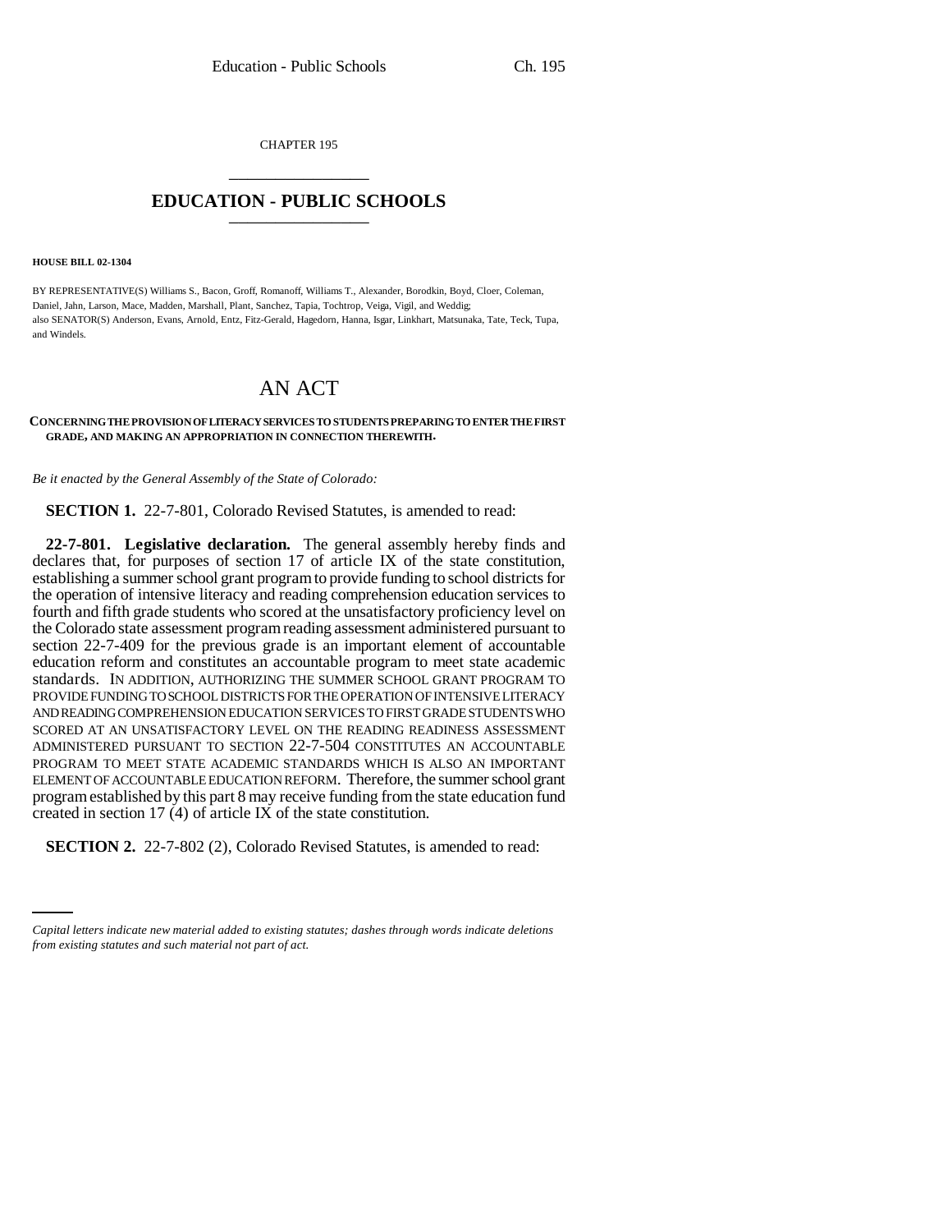CHAPTER 195

# EDUCATION - PUBLIC SCHOOLS

**HOUSE BILL 02-1304**

BY REPRESENTATIVE(S) Williams S., Bacon, Groff, Romanoff, Williams T., Alexander, Borodkin, Boyd, Cloer, Coleman, Daniel, Jahn, Larson, Mace, Madden, Marshall, Plant, Sanchez, Tapia, Tochtrop, Veiga, Vigil, and Weddig;
also SENATOR(S) Anderson, Evans, Arnold, Entz, Fitz-Gerald, Hagedorn, Hanna, Isgar, Linkhart, Matsunaka, Tate, Teck, Tupa, and Windels.

# AN ACT

**CONCERNING THE PROVISION OF LITERACY SERVICES TO STUDENTS PREPARING TO ENTER THE FIRST GRADE, AND MAKING AN APPROPRIATION IN CONNECTION THEREWITH.**

*Be it enacted by the General Assembly of the State of Colorado:*

**SECTION 1.** 22-7-801, Colorado Revised Statutes, is amended to read:

**22-7-801. Legislative declaration.** The general assembly hereby finds and declares that, for purposes of section 17 of article IX of the state constitution, establishing a summer school grant program to provide funding to school districts for the operation of intensive literacy and reading comprehension education services to fourth and fifth grade students who scored at the unsatisfactory proficiency level on the Colorado state assessment program reading assessment administered pursuant to section 22-7-409 for the previous grade is an important element of accountable education reform and constitutes an accountable program to meet state academic standards. IN ADDITION, AUTHORIZING THE SUMMER SCHOOL GRANT PROGRAM TO PROVIDE FUNDING TO SCHOOL DISTRICTS FOR THE OPERATION OF INTENSIVE LITERACY AND READING COMPREHENSION EDUCATION SERVICES TO FIRST GRADE STUDENTS WHO SCORED AT AN UNSATISFACTORY LEVEL ON THE READING READINESS ASSESSMENT ADMINISTERED PURSUANT TO SECTION 22-7-504 CONSTITUTES AN ACCOUNTABLE PROGRAM TO MEET STATE ACADEMIC STANDARDS WHICH IS ALSO AN IMPORTANT ELEMENT OF ACCOUNTABLE EDUCATION REFORM. Therefore, the summer school grant program established by this part 8 may receive funding from the state education fund created in section 17 (4) of article IX of the state constitution.

**SECTION 2.** 22-7-802 (2), Colorado Revised Statutes, is amended to read:

*Capital letters indicate new material added to existing statutes; dashes through words indicate deletions from existing statutes and such material not part of act.*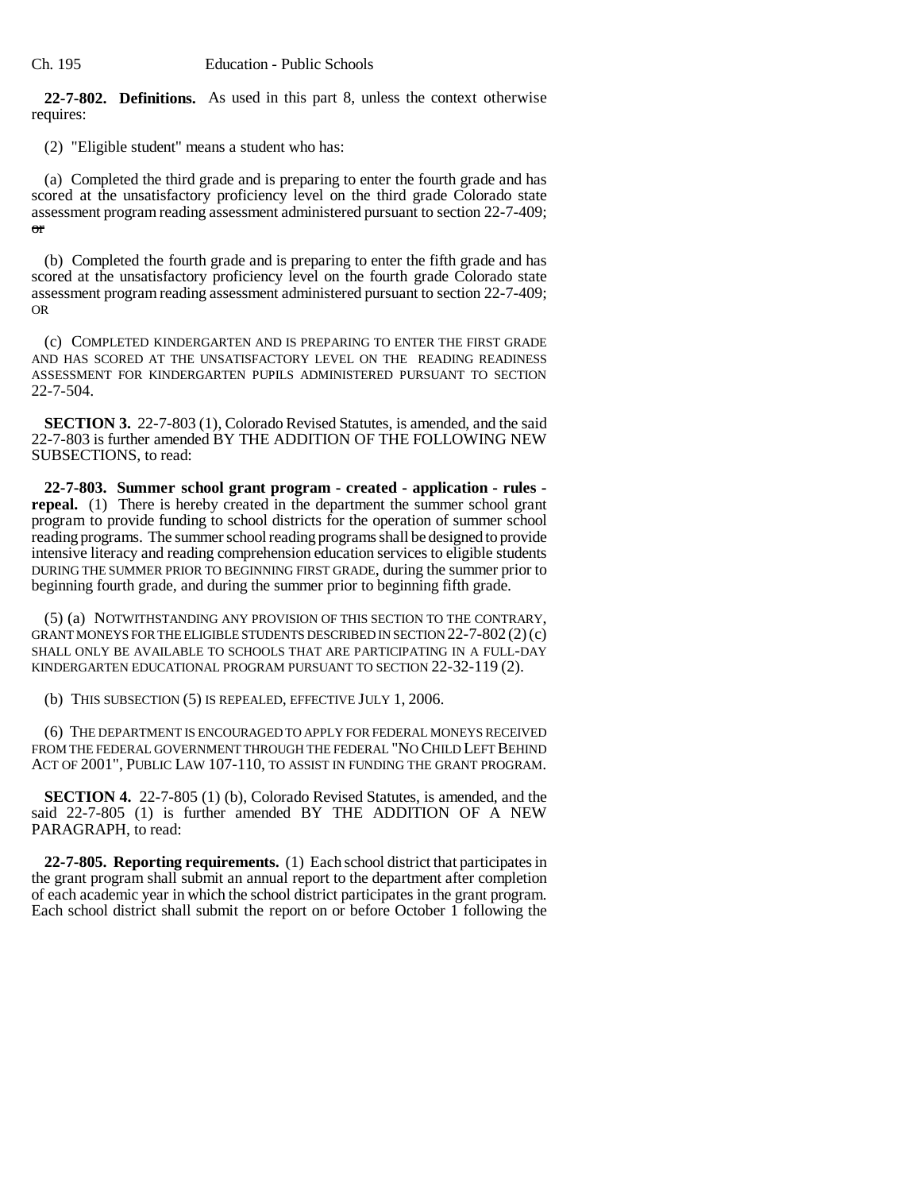**22-7-802. Definitions.** As used in this part 8, unless the context otherwise requires:

(2) "Eligible student" means a student who has:

(a) Completed the third grade and is preparing to enter the fourth grade and has scored at the unsatisfactory proficiency level on the third grade Colorado state assessment program reading assessment administered pursuant to section 22-7-409; ~~or~~

(b) Completed the fourth grade and is preparing to enter the fifth grade and has scored at the unsatisfactory proficiency level on the fourth grade Colorado state assessment program reading assessment administered pursuant to section 22-7-409; OR

(c) COMPLETED KINDERGARTEN AND IS PREPARING TO ENTER THE FIRST GRADE AND HAS SCORED AT THE UNSATISFACTORY LEVEL ON THE READING READINESS ASSESSMENT FOR KINDERGARTEN PUPILS ADMINISTERED PURSUANT TO SECTION 22-7-504.

**SECTION 3.** 22-7-803 (1), Colorado Revised Statutes, is amended, and the said 22-7-803 is further amended BY THE ADDITION OF THE FOLLOWING NEW SUBSECTIONS, to read:

**22-7-803. Summer school grant program - created - application - rules - repeal.** (1) There is hereby created in the department the summer school grant program to provide funding to school districts for the operation of summer school reading programs. The summer school reading programs shall be designed to provide intensive literacy and reading comprehension education services to eligible students DURING THE SUMMER PRIOR TO BEGINNING FIRST GRADE, during the summer prior to beginning fourth grade, and during the summer prior to beginning fifth grade.

(5) (a) NOTWITHSTANDING ANY PROVISION OF THIS SECTION TO THE CONTRARY, GRANT MONEYS FOR THE ELIGIBLE STUDENTS DESCRIBED IN SECTION 22-7-802 (2) (c) SHALL ONLY BE AVAILABLE TO SCHOOLS THAT ARE PARTICIPATING IN A FULL-DAY KINDERGARTEN EDUCATIONAL PROGRAM PURSUANT TO SECTION 22-32-119 (2).

(b) THIS SUBSECTION (5) IS REPEALED, EFFECTIVE JULY 1, 2006.

(6) THE DEPARTMENT IS ENCOURAGED TO APPLY FOR FEDERAL MONEYS RECEIVED FROM THE FEDERAL GOVERNMENT THROUGH THE FEDERAL "NO CHILD LEFT BEHIND ACT OF 2001", PUBLIC LAW 107-110, TO ASSIST IN FUNDING THE GRANT PROGRAM.

**SECTION 4.** 22-7-805 (1) (b), Colorado Revised Statutes, is amended, and the said 22-7-805 (1) is further amended BY THE ADDITION OF A NEW PARAGRAPH, to read:

**22-7-805. Reporting requirements.** (1) Each school district that participates in the grant program shall submit an annual report to the department after completion of each academic year in which the school district participates in the grant program. Each school district shall submit the report on or before October 1 following the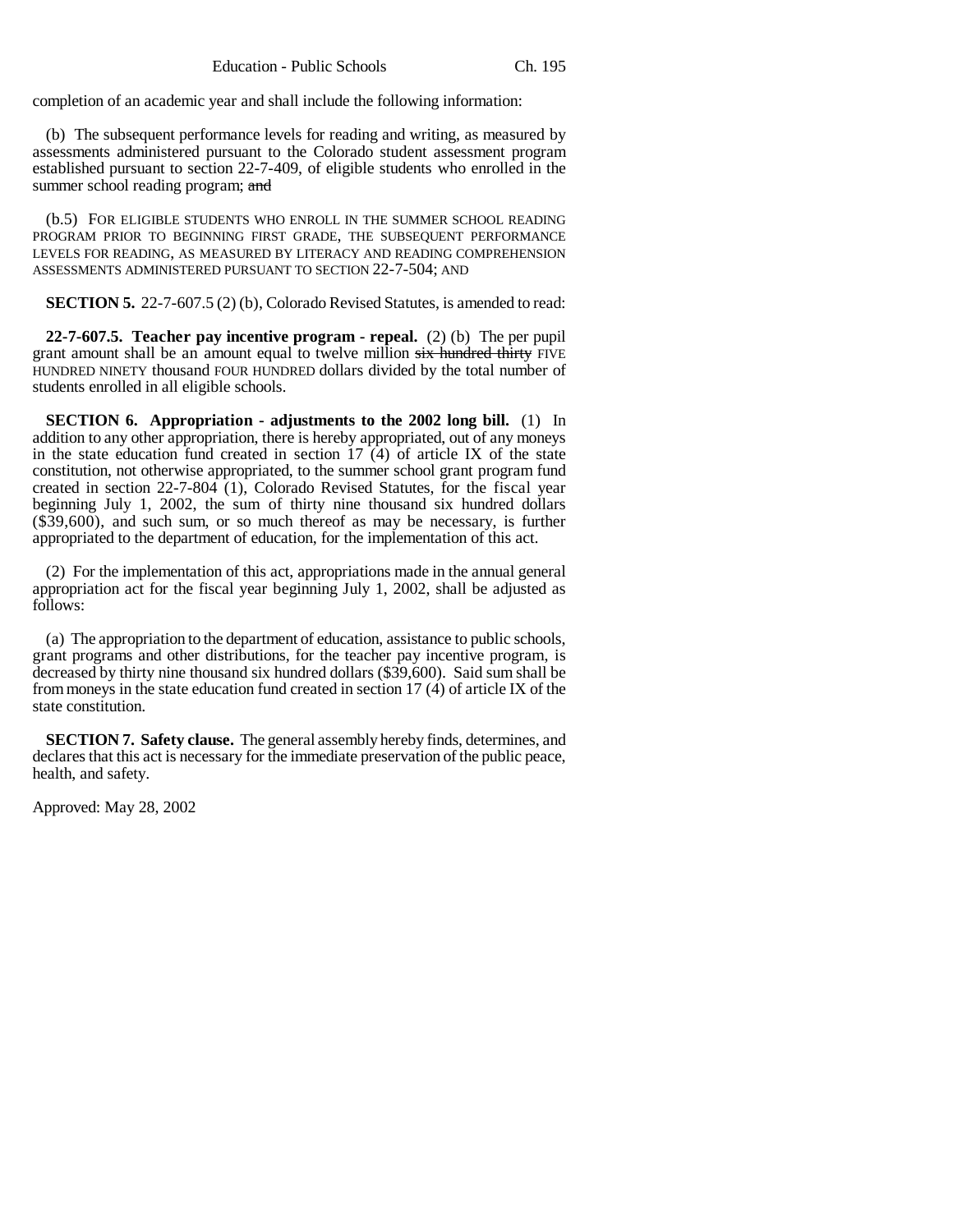completion of an academic year and shall include the following information:

(b) The subsequent performance levels for reading and writing, as measured by assessments administered pursuant to the Colorado student assessment program established pursuant to section 22-7-409, of eligible students who enrolled in the summer school reading program; ~~and~~

(b.5) FOR ELIGIBLE STUDENTS WHO ENROLL IN THE SUMMER SCHOOL READING PROGRAM PRIOR TO BEGINNING FIRST GRADE, THE SUBSEQUENT PERFORMANCE LEVELS FOR READING, AS MEASURED BY LITERACY AND READING COMPREHENSION ASSESSMENTS ADMINISTERED PURSUANT TO SECTION 22-7-504; AND

**SECTION 5.** 22-7-607.5 (2) (b), Colorado Revised Statutes, is amended to read:

**22-7-607.5. Teacher pay incentive program - repeal.** (2) (b) The per pupil grant amount shall be an amount equal to twelve million ~~six hundred thirty~~ FIVE HUNDRED NINETY thousand FOUR HUNDRED dollars divided by the total number of students enrolled in all eligible schools.

**SECTION 6. Appropriation - adjustments to the 2002 long bill.** (1) In addition to any other appropriation, there is hereby appropriated, out of any moneys in the state education fund created in section 17 (4) of article IX of the state constitution, not otherwise appropriated, to the summer school grant program fund created in section 22-7-804 (1), Colorado Revised Statutes, for the fiscal year beginning July 1, 2002, the sum of thirty nine thousand six hundred dollars ($39,600), and such sum, or so much thereof as may be necessary, is further appropriated to the department of education, for the implementation of this act.

(2) For the implementation of this act, appropriations made in the annual general appropriation act for the fiscal year beginning July 1, 2002, shall be adjusted as follows:

(a) The appropriation to the department of education, assistance to public schools, grant programs and other distributions, for the teacher pay incentive program, is decreased by thirty nine thousand six hundred dollars ($39,600). Said sum shall be from moneys in the state education fund created in section 17 (4) of article IX of the state constitution.

**SECTION 7. Safety clause.** The general assembly hereby finds, determines, and declares that this act is necessary for the immediate preservation of the public peace, health, and safety.

Approved: May 28, 2002